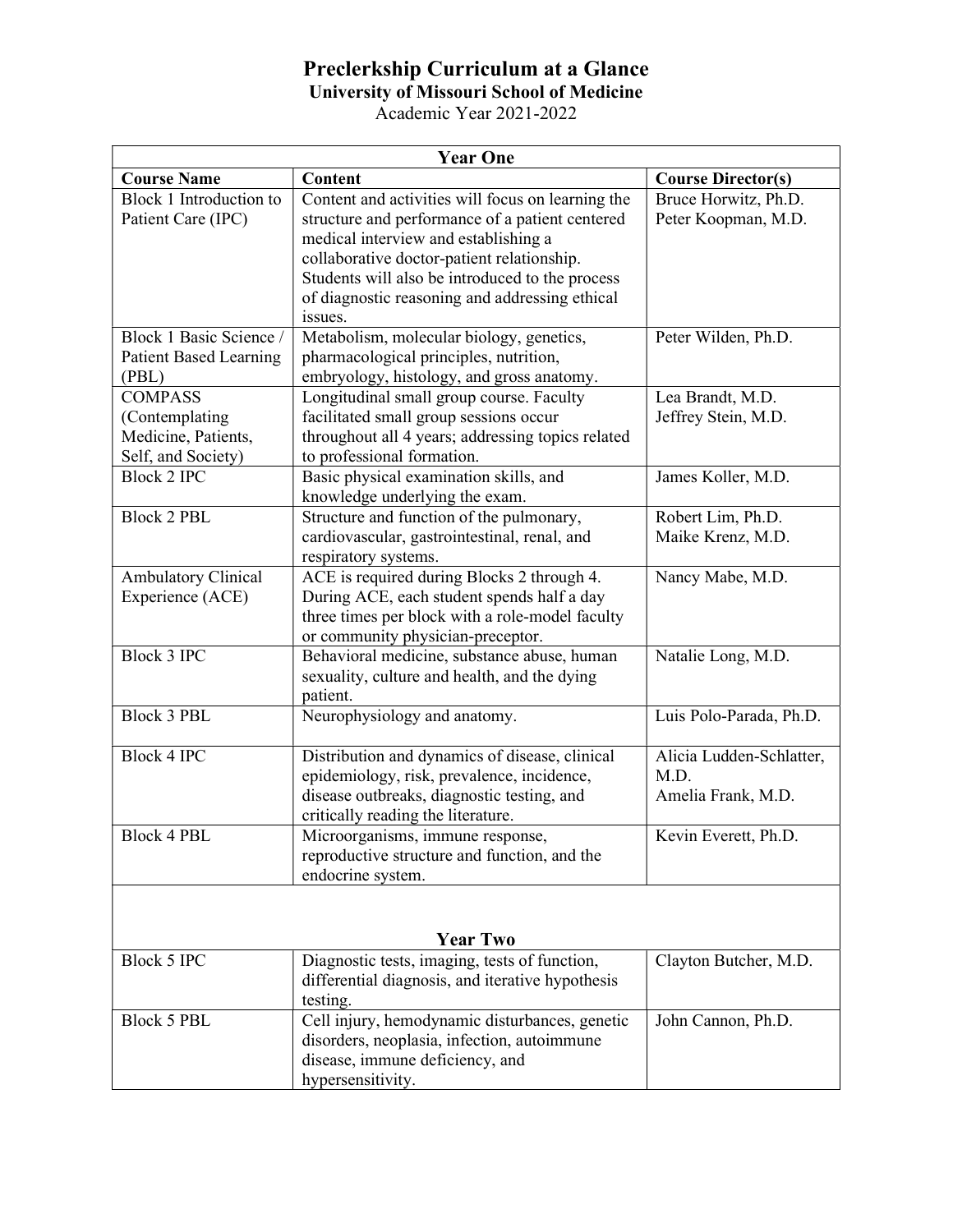# Preclerkship Curriculum at a Glance

## University of Missouri School of Medicine

Academic Year 2021-2022

| Year One | | |
|---|---|---|
| **Course Name** | **Content** | **Course Director(s)** |
| Block 1 Introduction to Patient Care (IPC) | Content and activities will focus on learning the structure and performance of a patient centered medical interview and establishing a collaborative doctor-patient relationship. Students will also be introduced to the process of diagnostic reasoning and addressing ethical issues. | Bruce Horwitz, Ph.D.<br>Peter Koopman, M.D. |
| Block 1 Basic Science / Patient Based Learning (PBL) | Metabolism, molecular biology, genetics, pharmacological principles, nutrition, embryology, histology, and gross anatomy. | Peter Wilden, Ph.D. |
| COMPASS (Contemplating Medicine, Patients, Self, and Society) | Longitudinal small group course. Faculty facilitated small group sessions occur throughout all 4 years; addressing topics related to professional formation. | Lea Brandt, M.D.<br>Jeffrey Stein, M.D. |
| Block 2 IPC | Basic physical examination skills, and knowledge underlying the exam. | James Koller, M.D. |
| Block 2 PBL | Structure and function of the pulmonary, cardiovascular, gastrointestinal, renal, and respiratory systems. | Robert Lim, Ph.D.<br>Maike Krenz, M.D. |
| Ambulatory Clinical Experience (ACE) | ACE is required during Blocks 2 through 4. During ACE, each student spends half a day three times per block with a role-model faculty or community physician-preceptor. | Nancy Mabe, M.D. |
| Block 3 IPC | Behavioral medicine, substance abuse, human sexuality, culture and health, and the dying patient. | Natalie Long, M.D. |
| Block 3 PBL | Neurophysiology and anatomy. | Luis Polo-Parada, Ph.D. |
| Block 4 IPC | Distribution and dynamics of disease, clinical epidemiology, risk, prevalence, incidence, disease outbreaks, diagnostic testing, and critically reading the literature. | Alicia Ludden-Schlatter, M.D.<br>Amelia Frank, M.D. |
| Block 4 PBL | Microorganisms, immune response, reproductive structure and function, and the endocrine system. | Kevin Everett, Ph.D. |
| **Year Two** | | |
| Block 5 IPC | Diagnostic tests, imaging, tests of function, differential diagnosis, and iterative hypothesis testing. | Clayton Butcher, M.D. |
| Block 5 PBL | Cell injury, hemodynamic disturbances, genetic disorders, neoplasia, infection, autoimmune disease, immune deficiency, and hypersensitivity. | John Cannon, Ph.D. |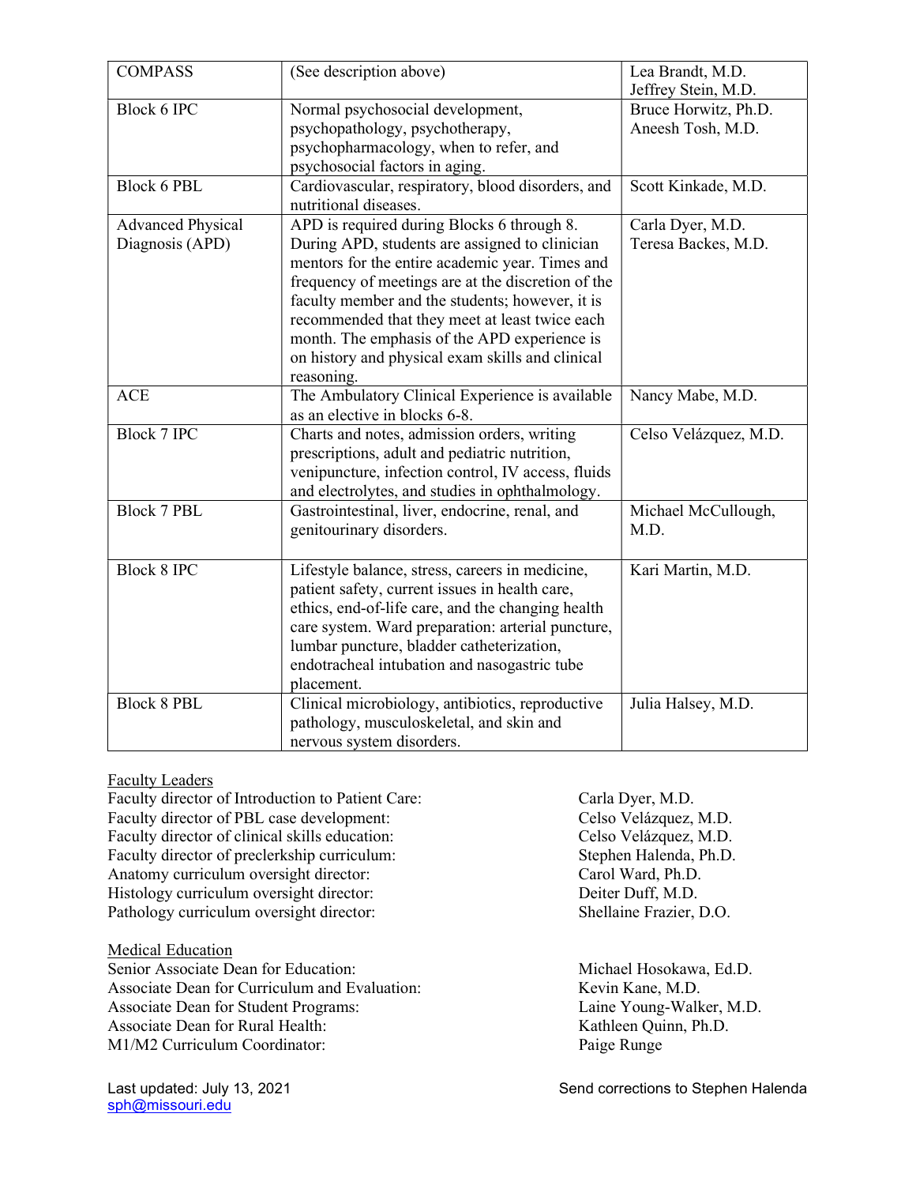| | | |
|---|---|---|
| COMPASS | (See description above) | Lea Brandt, M.D.<br>Jeffrey Stein, M.D. |
| Block 6 IPC | Normal psychosocial development, psychopathology, psychotherapy, psychopharmacology, when to refer, and psychosocial factors in aging. | Bruce Horwitz, Ph.D.<br>Aneesh Tosh, M.D. |
| Block 6 PBL | Cardiovascular, respiratory, blood disorders, and nutritional diseases. | Scott Kinkade, M.D. |
| Advanced Physical Diagnosis (APD) | APD is required during Blocks 6 through 8. During APD, students are assigned to clinician mentors for the entire academic year. Times and frequency of meetings are at the discretion of the faculty member and the students; however, it is recommended that they meet at least twice each month. The emphasis of the APD experience is on history and physical exam skills and clinical reasoning. | Carla Dyer, M.D.<br>Teresa Backes, M.D. |
| ACE | The Ambulatory Clinical Experience is available as an elective in blocks 6-8. | Nancy Mabe, M.D. |
| Block 7 IPC | Charts and notes, admission orders, writing prescriptions, adult and pediatric nutrition, venipuncture, infection control, IV access, fluids and electrolytes, and studies in ophthalmology. | Celso Velázquez, M.D. |
| Block 7 PBL | Gastrointestinal, liver, endocrine, renal, and genitourinary disorders. | Michael McCullough, M.D. |
| Block 8 IPC | Lifestyle balance, stress, careers in medicine, patient safety, current issues in health care, ethics, end-of-life care, and the changing health care system. Ward preparation: arterial puncture, lumbar puncture, bladder catheterization, endotracheal intubation and nasogastric tube placement. | Kari Martin, M.D. |
| Block 8 PBL | Clinical microbiology, antibiotics, reproductive pathology, musculoskeletal, and skin and nervous system disorders. | Julia Halsey, M.D. |

Faculty Leaders

Faculty director of Introduction to Patient Care: Carla Dyer, M.D.
Faculty director of PBL case development: Celso Velázquez, M.D.
Faculty director of clinical skills education: Celso Velázquez, M.D.
Faculty director of preclerkship curriculum: Stephen Halenda, Ph.D.
Anatomy curriculum oversight director: Carol Ward, Ph.D.
Histology curriculum oversight director: Deiter Duff, M.D.
Pathology curriculum oversight director: Shellaine Frazier, D.O.

Medical Education

Senior Associate Dean for Education: Michael Hosokawa, Ed.D.
Associate Dean for Curriculum and Evaluation: Kevin Kane, M.D.
Associate Dean for Student Programs: Laine Young-Walker, M.D.
Associate Dean for Rural Health: Kathleen Quinn, Ph.D.
M1/M2 Curriculum Coordinator: Paige Runge

Last updated: July 13, 2021

Send corrections to Stephen Halenda
sph@missouri.edu